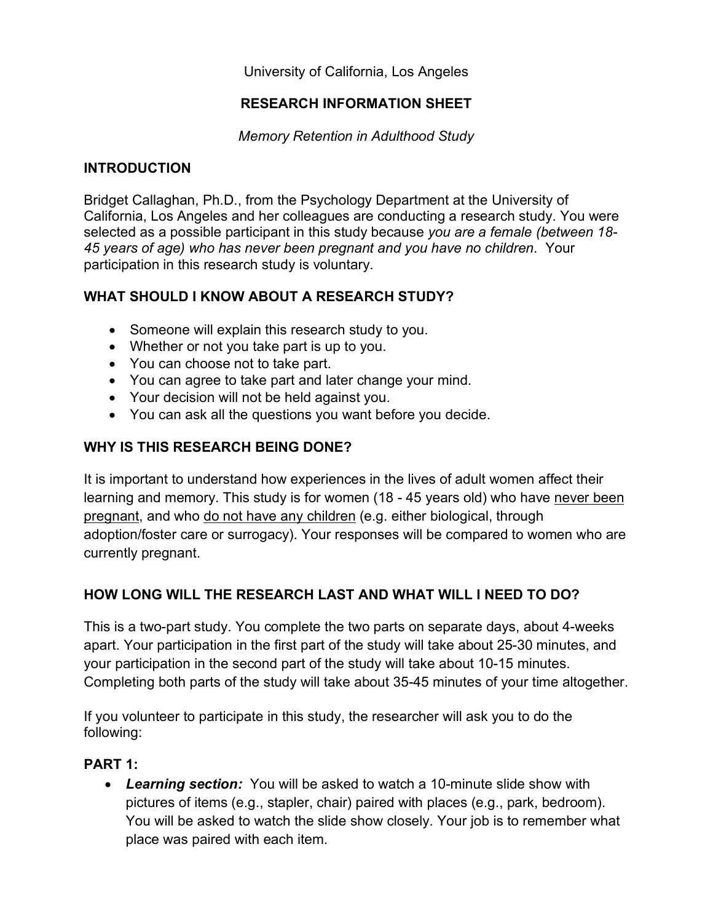University of California, Los Angeles

**RESEARCH INFORMATION SHEET**

*Memory Retention in Adulthood Study*

## INTRODUCTION

Bridget Callaghan, Ph.D., from the Psychology Department at the University of California, Los Angeles and her colleagues are conducting a research study. You were selected as a possible participant in this study because *you are a female (between 18-45 years of age) who has never been pregnant and you have no children*. Your participation in this research study is voluntary.

## WHAT SHOULD I KNOW ABOUT A RESEARCH STUDY?

- Someone will explain this research study to you.
- Whether or not you take part is up to you.
- You can choose not to take part.
- You can agree to take part and later change your mind.
- Your decision will not be held against you.
- You can ask all the questions you want before you decide.

## WHY IS THIS RESEARCH BEING DONE?

It is important to understand how experiences in the lives of adult women affect their learning and memory. This study is for women (18 - 45 years old) who have <u>never been pregnant</u>, and who <u>do not have any children</u> (e.g. either biological, through adoption/foster care or surrogacy). Your responses will be compared to women who are currently pregnant.

## HOW LONG WILL THE RESEARCH LAST AND WHAT WILL I NEED TO DO?

This is a two-part study. You complete the two parts on separate days, about 4-weeks apart. Your participation in the first part of the study will take about 25-30 minutes, and your participation in the second part of the study will take about 10-15 minutes. Completing both parts of the study will take about 35-45 minutes of your time altogether.

If you volunteer to participate in this study, the researcher will ask you to do the following:

### PART 1:

- ***Learning section:*** You will be asked to watch a 10-minute slide show with pictures of items (e.g., stapler, chair) paired with places (e.g., park, bedroom). You will be asked to watch the slide show closely. Your job is to remember what place was paired with each item.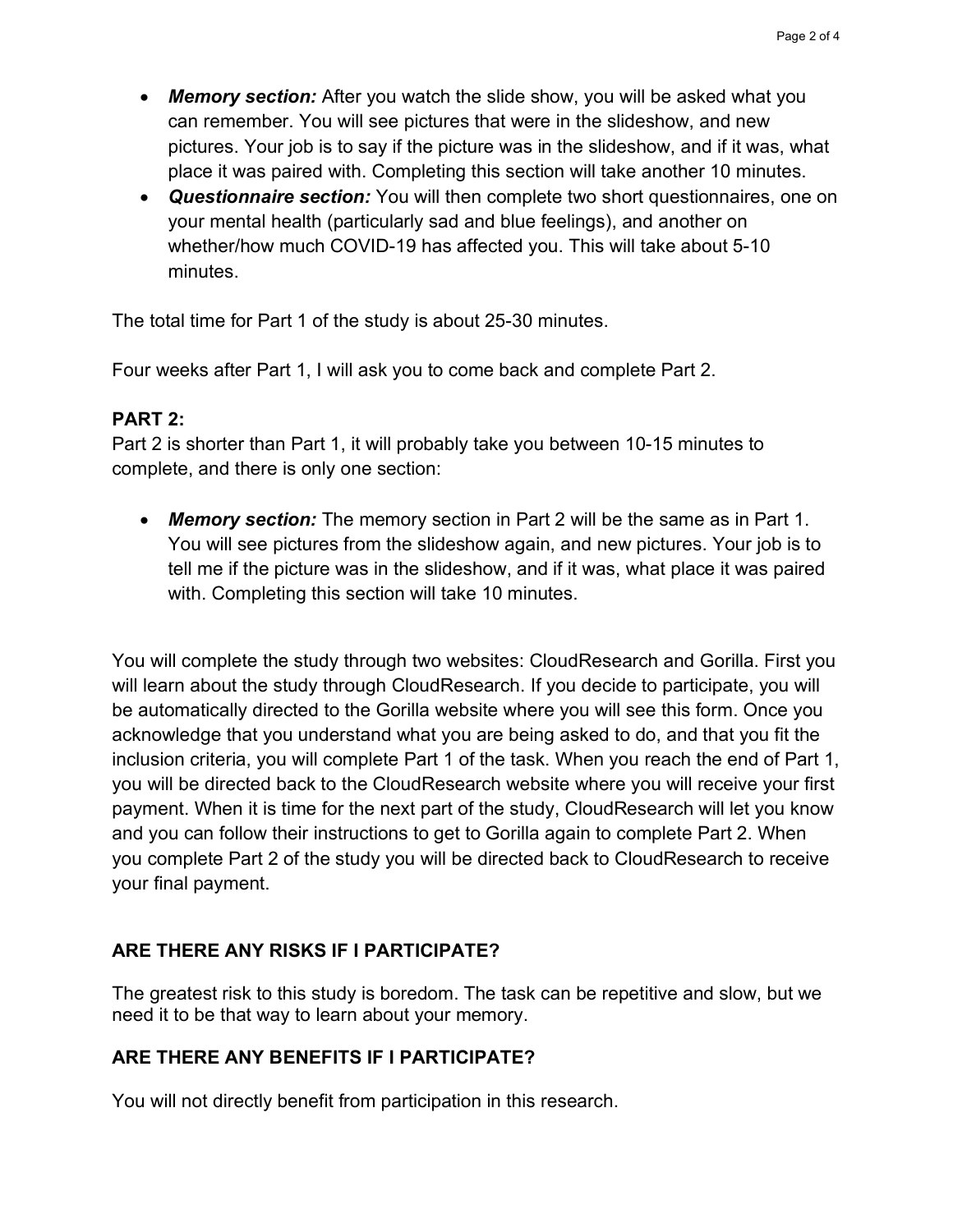- ***Memory section:*** After you watch the slide show, you will be asked what you can remember. You will see pictures that were in the slideshow, and new pictures. Your job is to say if the picture was in the slideshow, and if it was, what place it was paired with. Completing this section will take another 10 minutes.
- ***Questionnaire section:*** You will then complete two short questionnaires, one on your mental health (particularly sad and blue feelings), and another on whether/how much COVID-19 has affected you. This will take about 5-10 minutes.

The total time for Part 1 of the study is about 25-30 minutes.

Four weeks after Part 1, I will ask you to come back and complete Part 2.

**PART 2:**

Part 2 is shorter than Part 1, it will probably take you between 10-15 minutes to complete, and there is only one section:

- ***Memory section:*** The memory section in Part 2 will be the same as in Part 1. You will see pictures from the slideshow again, and new pictures. Your job is to tell me if the picture was in the slideshow, and if it was, what place it was paired with. Completing this section will take 10 minutes.

You will complete the study through two websites: CloudResearch and Gorilla. First you will learn about the study through CloudResearch. If you decide to participate, you will be automatically directed to the Gorilla website where you will see this form. Once you acknowledge that you understand what you are being asked to do, and that you fit the inclusion criteria, you will complete Part 1 of the task. When you reach the end of Part 1, you will be directed back to the CloudResearch website where you will receive your first payment. When it is time for the next part of the study, CloudResearch will let you know and you can follow their instructions to get to Gorilla again to complete Part 2. When you complete Part 2 of the study you will be directed back to CloudResearch to receive your final payment.

## ARE THERE ANY RISKS IF I PARTICIPATE?

The greatest risk to this study is boredom. The task can be repetitive and slow, but we need it to be that way to learn about your memory.

## ARE THERE ANY BENEFITS IF I PARTICIPATE?

You will not directly benefit from participation in this research.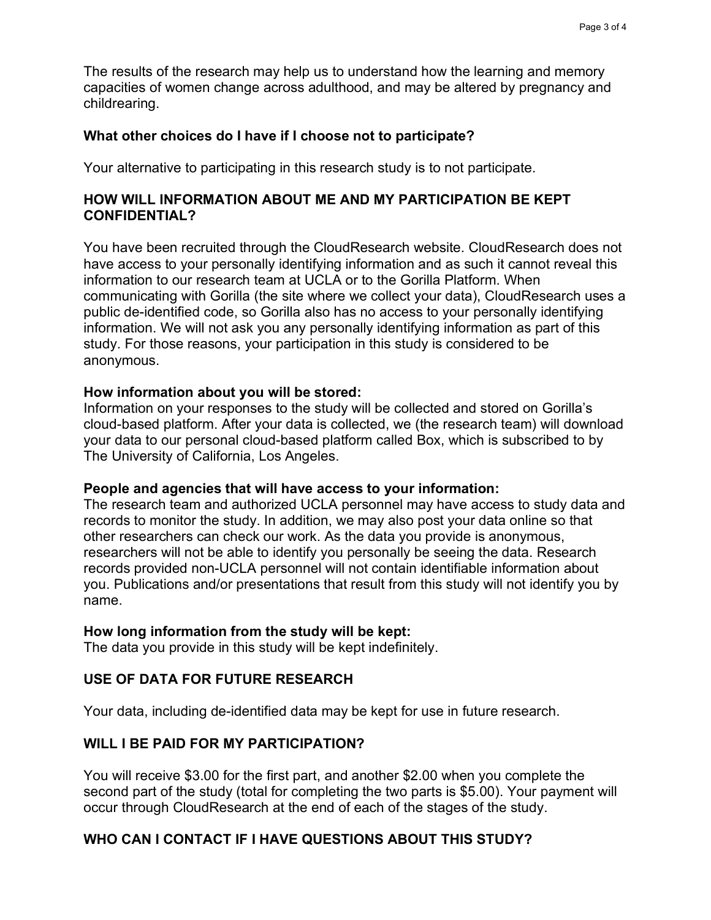The results of the research may help us to understand how the learning and memory capacities of women change across adulthood, and may be altered by pregnancy and childrearing.

### What other choices do I have if I choose not to participate?

Your alternative to participating in this research study is to not participate.

## HOW WILL INFORMATION ABOUT ME AND MY PARTICIPATION BE KEPT CONFIDENTIAL?

You have been recruited through the CloudResearch website. CloudResearch does not have access to your personally identifying information and as such it cannot reveal this information to our research team at UCLA or to the Gorilla Platform. When communicating with Gorilla (the site where we collect your data), CloudResearch uses a public de-identified code, so Gorilla also has no access to your personally identifying information. We will not ask you any personally identifying information as part of this study. For those reasons, your participation in this study is considered to be anonymous.

**How information about you will be stored:**
Information on your responses to the study will be collected and stored on Gorilla's cloud-based platform. After your data is collected, we (the research team) will download your data to our personal cloud-based platform called Box, which is subscribed to by The University of California, Los Angeles.

**People and agencies that will have access to your information:**
The research team and authorized UCLA personnel may have access to study data and records to monitor the study. In addition, we may also post your data online so that other researchers can check our work. As the data you provide is anonymous, researchers will not be able to identify you personally be seeing the data. Research records provided non-UCLA personnel will not contain identifiable information about you. Publications and/or presentations that result from this study will not identify you by name.

**How long information from the study will be kept:**
The data you provide in this study will be kept indefinitely.

## USE OF DATA FOR FUTURE RESEARCH

Your data, including de-identified data may be kept for use in future research.

## WILL I BE PAID FOR MY PARTICIPATION?

You will receive $3.00 for the first part, and another $2.00 when you complete the second part of the study (total for completing the two parts is $5.00). Your payment will occur through CloudResearch at the end of each of the stages of the study.

## WHO CAN I CONTACT IF I HAVE QUESTIONS ABOUT THIS STUDY?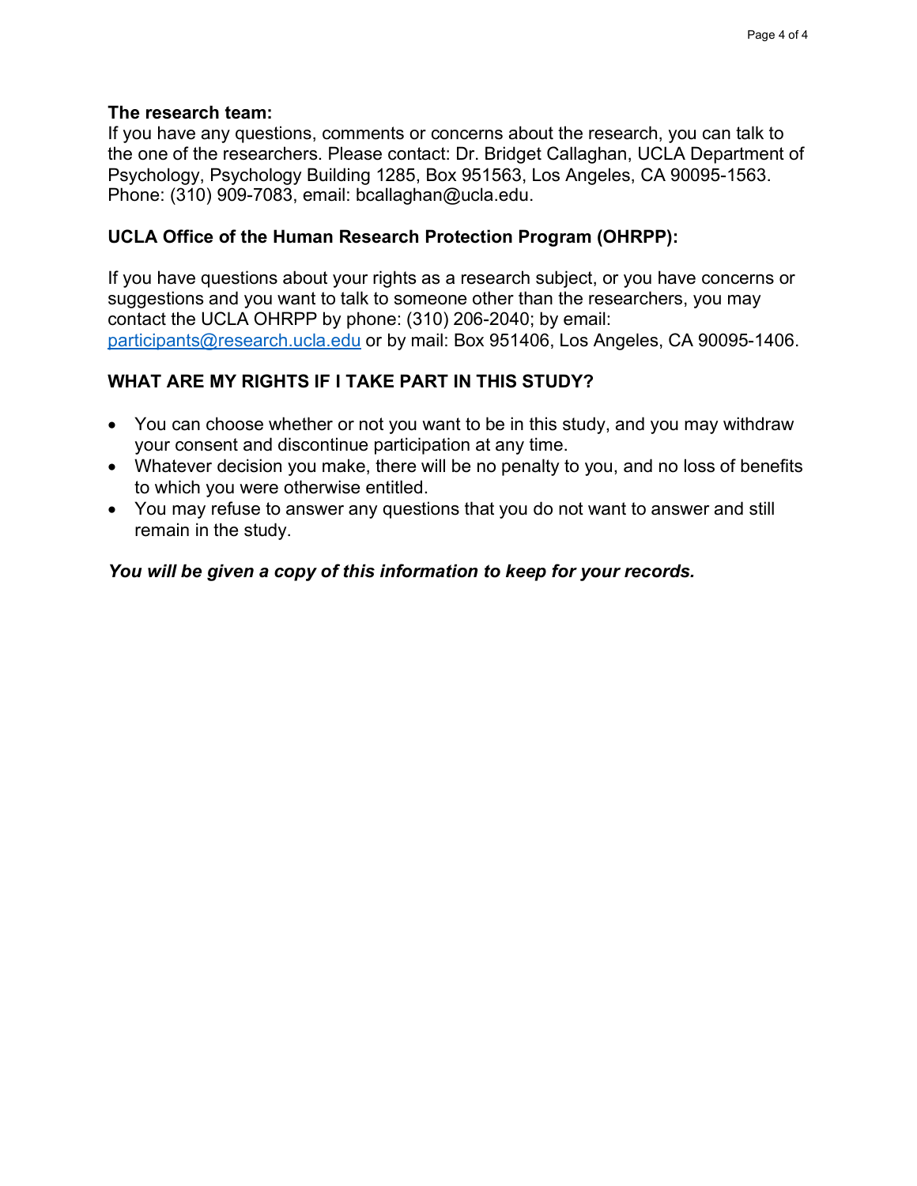**The research team:**
If you have any questions, comments or concerns about the research, you can talk to the one of the researchers. Please contact: Dr. Bridget Callaghan, UCLA Department of Psychology, Psychology Building 1285, Box 951563, Los Angeles, CA 90095-1563. Phone: (310) 909-7083, email: bcallaghan@ucla.edu.

**UCLA Office of the Human Research Protection Program (OHRPP):**

If you have questions about your rights as a research subject, or you have concerns or suggestions and you want to talk to someone other than the researchers, you may contact the UCLA OHRPP by phone: (310) 206-2040; by email: participants@research.ucla.edu or by mail: Box 951406, Los Angeles, CA 90095-1406.

## WHAT ARE MY RIGHTS IF I TAKE PART IN THIS STUDY?

- You can choose whether or not you want to be in this study, and you may withdraw your consent and discontinue participation at any time.
- Whatever decision you make, there will be no penalty to you, and no loss of benefits to which you were otherwise entitled.
- You may refuse to answer any questions that you do not want to answer and still remain in the study.

***You will be given a copy of this information to keep for your records.***